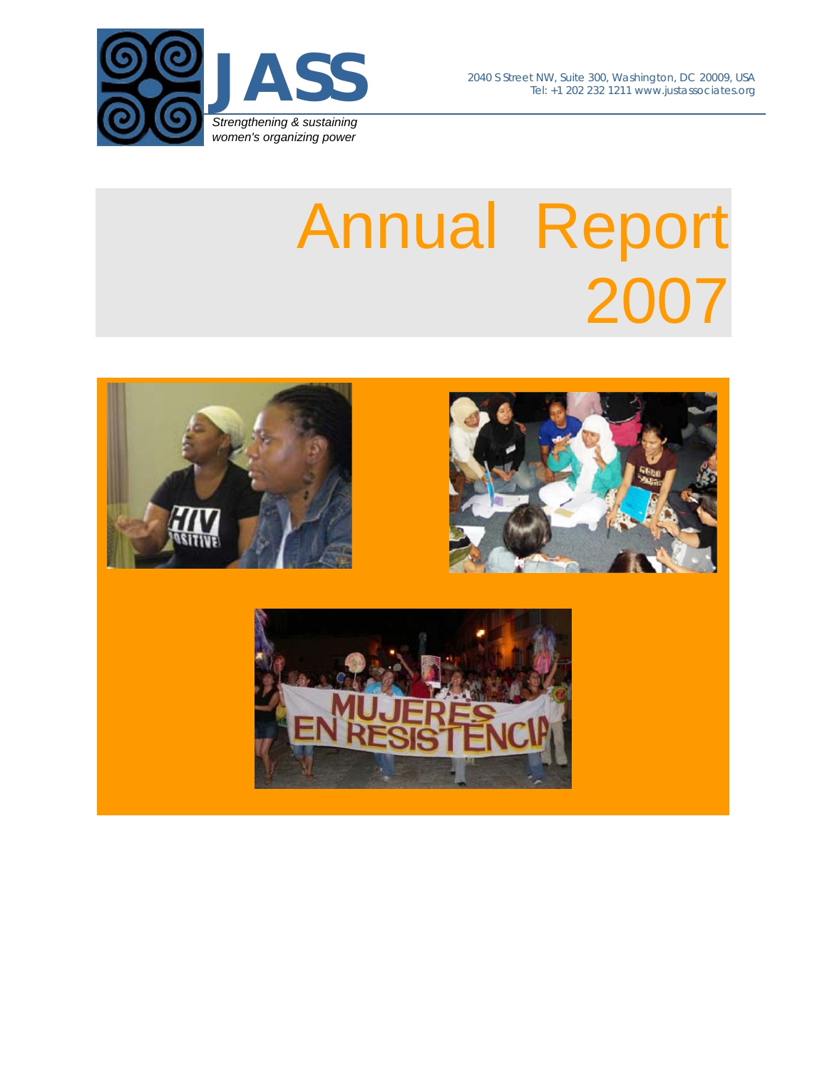JASS

*Strengthening & sustaining women's organizing power*

2040 S Street NW, Suite 300, Washington, DC 20009, USA
Tel: +1 202 232 1211 www.justassociates.org

# Annual Report 2007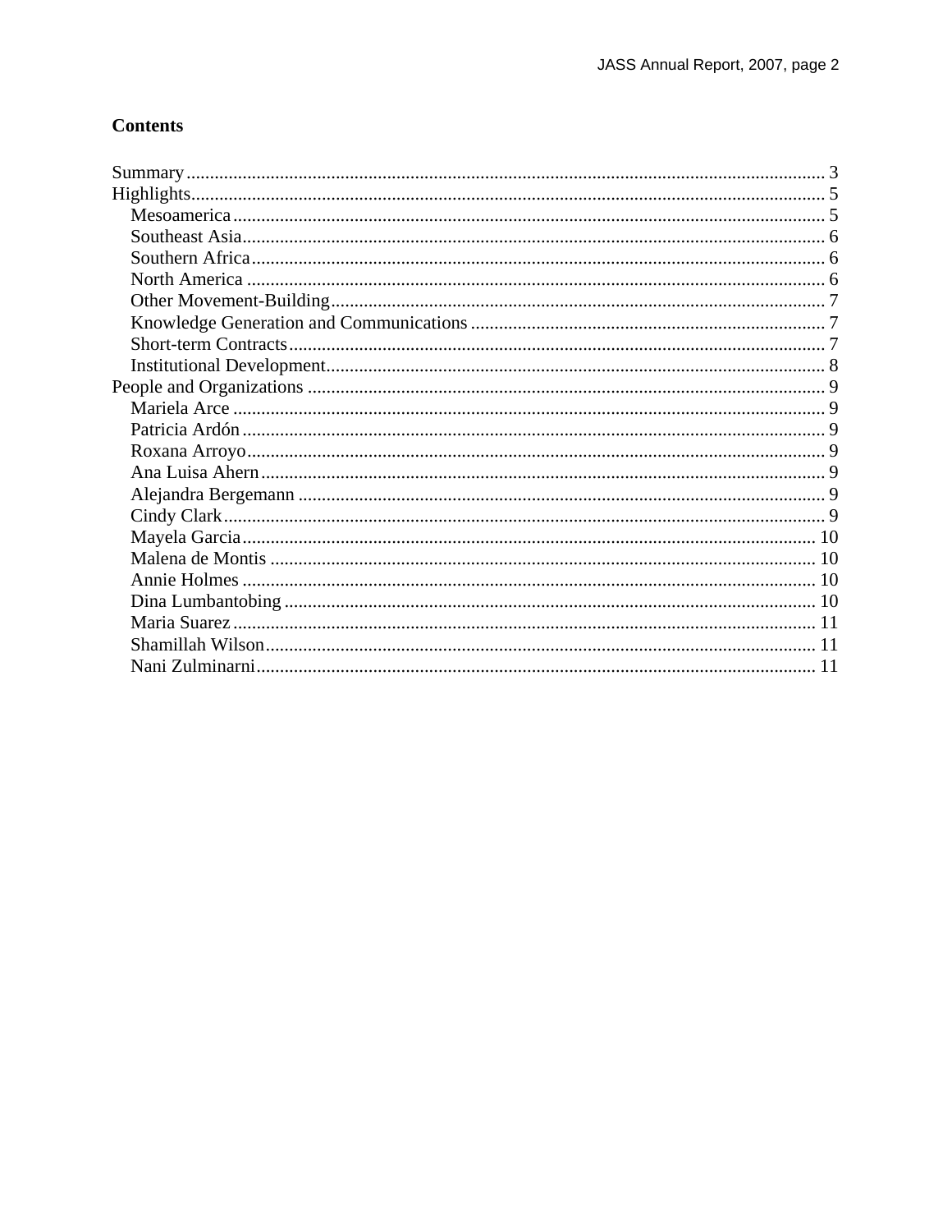## Contents

- Summary ........ 3
- Highlights ........ 5
  - Mesoamerica ........ 5
  - Southeast Asia ........ 6
  - Southern Africa ........ 6
  - North America ........ 6
  - Other Movement-Building ........ 7
  - Knowledge Generation and Communications ........ 7
  - Short-term Contracts ........ 7
  - Institutional Development ........ 8
- People and Organizations ........ 9
  - Mariela Arce ........ 9
  - Patricia Ardón ........ 9
  - Roxana Arroyo ........ 9
  - Ana Luisa Ahern ........ 9
  - Alejandra Bergemann ........ 9
  - Cindy Clark ........ 9
  - Mayela Garcia ........ 10
  - Malena de Montis ........ 10
  - Annie Holmes ........ 10
  - Dina Lumbantobing ........ 10
  - Maria Suarez ........ 11
  - Shamillah Wilson ........ 11
  - Nani Zulminarni ........ 11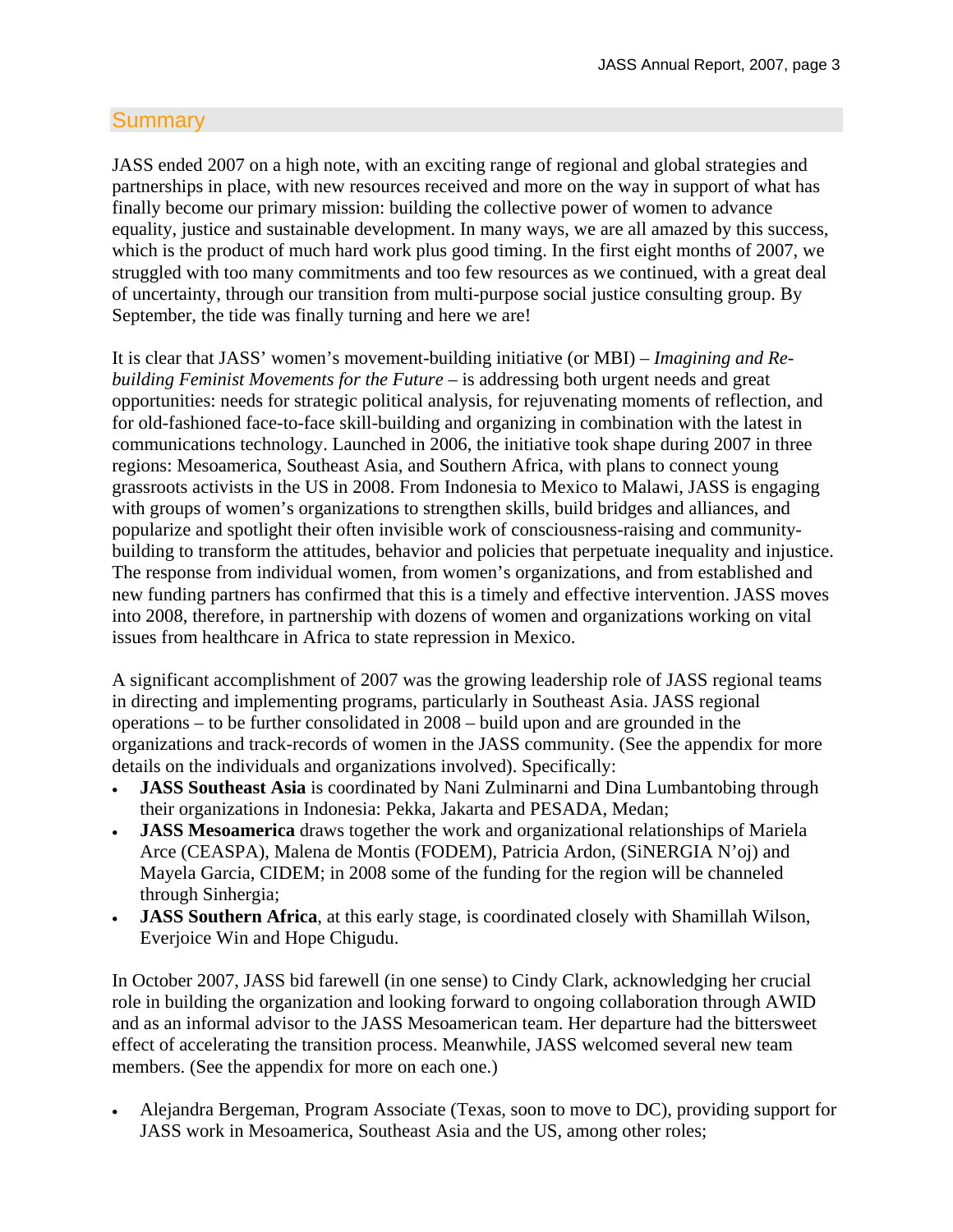## Summary

JASS ended 2007 on a high note, with an exciting range of regional and global strategies and partnerships in place, with new resources received and more on the way in support of what has finally become our primary mission: building the collective power of women to advance equality, justice and sustainable development. In many ways, we are all amazed by this success, which is the product of much hard work plus good timing. In the first eight months of 2007, we struggled with too many commitments and too few resources as we continued, with a great deal of uncertainty, through our transition from multi-purpose social justice consulting group. By September, the tide was finally turning and here we are!

It is clear that JASS' women's movement-building initiative (or MBI) – *Imagining and Re-building Feminist Movements for the Future* – is addressing both urgent needs and great opportunities: needs for strategic political analysis, for rejuvenating moments of reflection, and for old-fashioned face-to-face skill-building and organizing in combination with the latest in communications technology. Launched in 2006, the initiative took shape during 2007 in three regions: Mesoamerica, Southeast Asia, and Southern Africa, with plans to connect young grassroots activists in the US in 2008. From Indonesia to Mexico to Malawi, JASS is engaging with groups of women's organizations to strengthen skills, build bridges and alliances, and popularize and spotlight their often invisible work of consciousness-raising and community-building to transform the attitudes, behavior and policies that perpetuate inequality and injustice. The response from individual women, from women's organizations, and from established and new funding partners has confirmed that this is a timely and effective intervention. JASS moves into 2008, therefore, in partnership with dozens of women and organizations working on vital issues from healthcare in Africa to state repression in Mexico.

A significant accomplishment of 2007 was the growing leadership role of JASS regional teams in directing and implementing programs, particularly in Southeast Asia. JASS regional operations – to be further consolidated in 2008 – build upon and are grounded in the organizations and track-records of women in the JASS community. (See the appendix for more details on the individuals and organizations involved). Specifically:

- **JASS Southeast Asia** is coordinated by Nani Zulminarni and Dina Lumbantobing through their organizations in Indonesia: Pekka, Jakarta and PESADA, Medan;
- **JASS Mesoamerica** draws together the work and organizational relationships of Mariela Arce (CEASPA), Malena de Montis (FODEM), Patricia Ardon, (SiNERGIA N'oj) and Mayela Garcia, CIDEM; in 2008 some of the funding for the region will be channeled through Sinhergia;
- **JASS Southern Africa**, at this early stage, is coordinated closely with Shamillah Wilson, Everjoice Win and Hope Chigudu.

In October 2007, JASS bid farewell (in one sense) to Cindy Clark, acknowledging her crucial role in building the organization and looking forward to ongoing collaboration through AWID and as an informal advisor to the JASS Mesoamerican team. Her departure had the bittersweet effect of accelerating the transition process. Meanwhile, JASS welcomed several new team members. (See the appendix for more on each one.)

- Alejandra Bergeman, Program Associate (Texas, soon to move to DC), providing support for JASS work in Mesoamerica, Southeast Asia and the US, among other roles;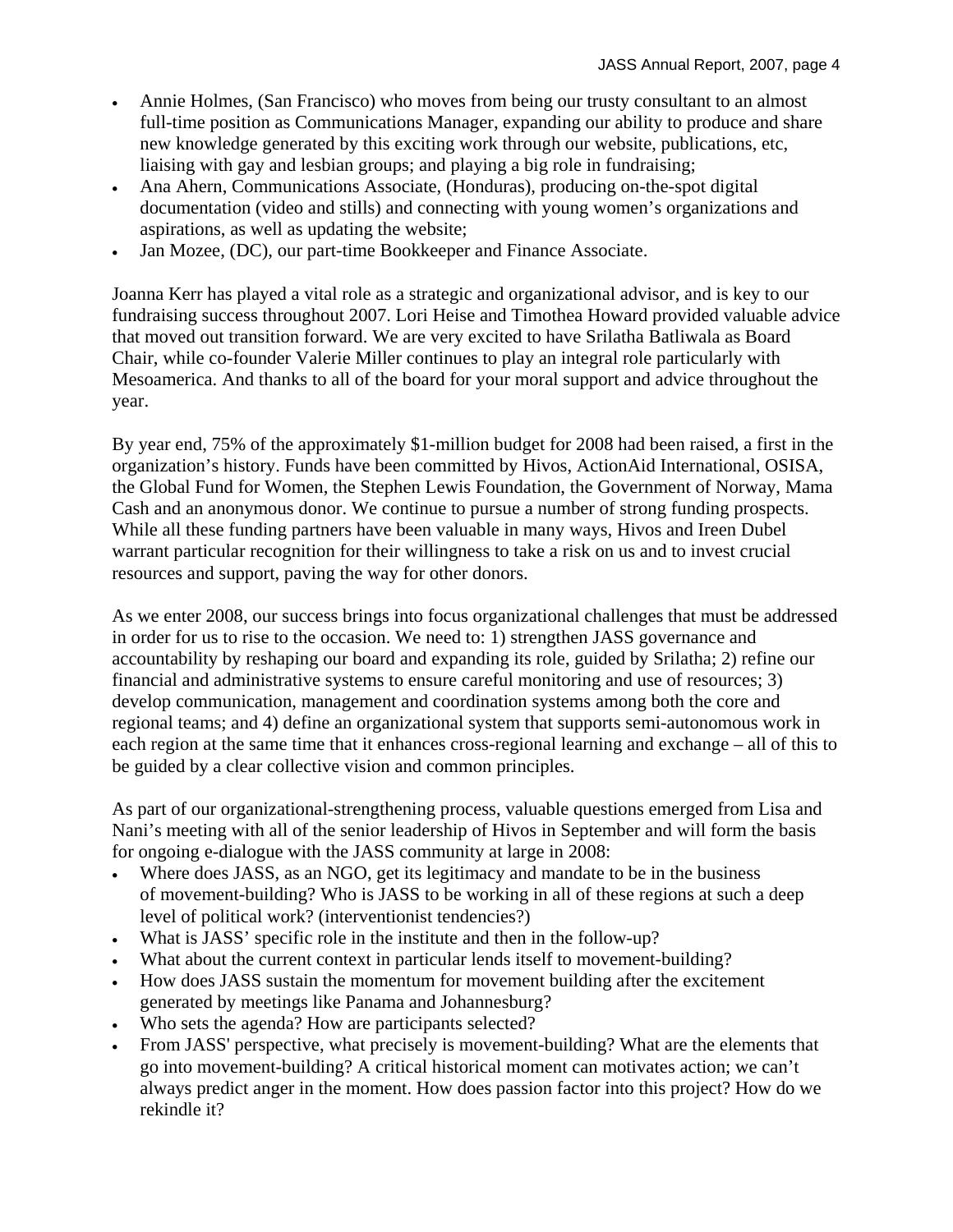- Annie Holmes, (San Francisco) who moves from being our trusty consultant to an almost full-time position as Communications Manager, expanding our ability to produce and share new knowledge generated by this exciting work through our website, publications, etc, liaising with gay and lesbian groups; and playing a big role in fundraising;
- Ana Ahern, Communications Associate, (Honduras), producing on-the-spot digital documentation (video and stills) and connecting with young women's organizations and aspirations, as well as updating the website;
- Jan Mozee, (DC), our part-time Bookkeeper and Finance Associate.

Joanna Kerr has played a vital role as a strategic and organizational advisor, and is key to our fundraising success throughout 2007. Lori Heise and Timothea Howard provided valuable advice that moved out transition forward. We are very excited to have Srilatha Batliwala as Board Chair, while co-founder Valerie Miller continues to play an integral role particularly with Mesoamerica. And thanks to all of the board for your moral support and advice throughout the year.

By year end, 75% of the approximately $1-million budget for 2008 had been raised, a first in the organization's history. Funds have been committed by Hivos, ActionAid International, OSISA, the Global Fund for Women, the Stephen Lewis Foundation, the Government of Norway, Mama Cash and an anonymous donor. We continue to pursue a number of strong funding prospects. While all these funding partners have been valuable in many ways, Hivos and Ireen Dubel warrant particular recognition for their willingness to take a risk on us and to invest crucial resources and support, paving the way for other donors.

As we enter 2008, our success brings into focus organizational challenges that must be addressed in order for us to rise to the occasion. We need to: 1) strengthen JASS governance and accountability by reshaping our board and expanding its role, guided by Srilatha; 2) refine our financial and administrative systems to ensure careful monitoring and use of resources; 3) develop communication, management and coordination systems among both the core and regional teams; and 4) define an organizational system that supports semi-autonomous work in each region at the same time that it enhances cross-regional learning and exchange – all of this to be guided by a clear collective vision and common principles.

As part of our organizational-strengthening process, valuable questions emerged from Lisa and Nani's meeting with all of the senior leadership of Hivos in September and will form the basis for ongoing e-dialogue with the JASS community at large in 2008:

- Where does JASS, as an NGO, get its legitimacy and mandate to be in the business of movement-building? Who is JASS to be working in all of these regions at such a deep level of political work? (interventionist tendencies?)
- What is JASS' specific role in the institute and then in the follow-up?
- What about the current context in particular lends itself to movement-building?
- How does JASS sustain the momentum for movement building after the excitement generated by meetings like Panama and Johannesburg?
- Who sets the agenda? How are participants selected?
- From JASS' perspective, what precisely is movement-building? What are the elements that go into movement-building? A critical historical moment can motivates action; we can't always predict anger in the moment. How does passion factor into this project? How do we rekindle it?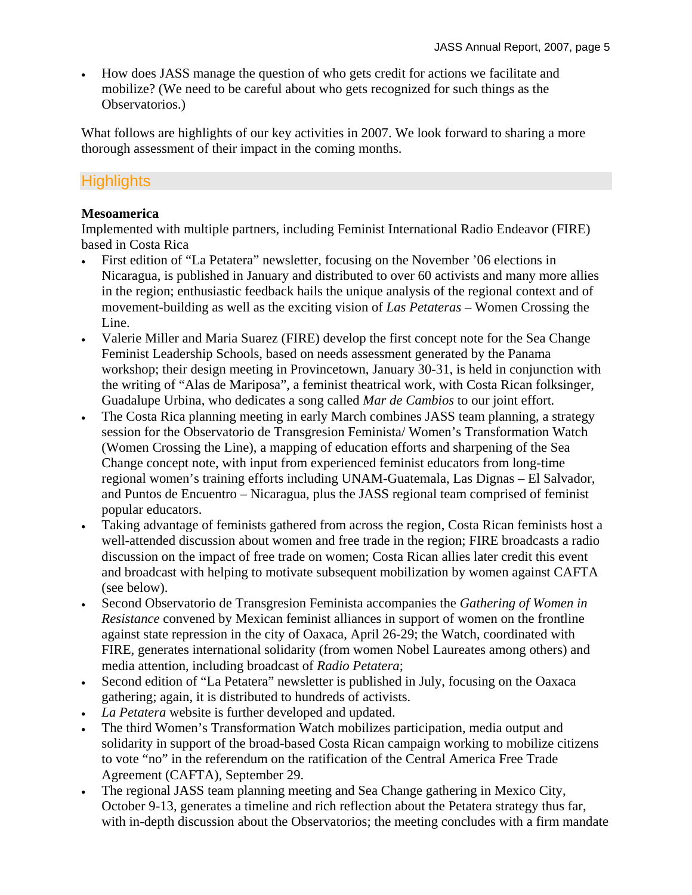- How does JASS manage the question of who gets credit for actions we facilitate and mobilize? (We need to be careful about who gets recognized for such things as the Observatorios.)

What follows are highlights of our key activities in 2007. We look forward to sharing a more thorough assessment of their impact in the coming months.

## Highlights

**Mesoamerica**

Implemented with multiple partners, including Feminist International Radio Endeavor (FIRE) based in Costa Rica

- First edition of "La Petatera" newsletter, focusing on the November '06 elections in Nicaragua, is published in January and distributed to over 60 activists and many more allies in the region; enthusiastic feedback hails the unique analysis of the regional context and of movement-building as well as the exciting vision of *Las Petateras* – Women Crossing the Line.
- Valerie Miller and Maria Suarez (FIRE) develop the first concept note for the Sea Change Feminist Leadership Schools, based on needs assessment generated by the Panama workshop; their design meeting in Provincetown, January 30-31, is held in conjunction with the writing of "Alas de Mariposa", a feminist theatrical work, with Costa Rican folksinger, Guadalupe Urbina, who dedicates a song called *Mar de Cambios* to our joint effort*.*
- The Costa Rica planning meeting in early March combines JASS team planning, a strategy session for the Observatorio de Transgresion Feminista/ Women's Transformation Watch (Women Crossing the Line), a mapping of education efforts and sharpening of the Sea Change concept note, with input from experienced feminist educators from long-time regional women's training efforts including UNAM-Guatemala, Las Dignas – El Salvador, and Puntos de Encuentro – Nicaragua, plus the JASS regional team comprised of feminist popular educators.
- Taking advantage of feminists gathered from across the region, Costa Rican feminists host a well-attended discussion about women and free trade in the region; FIRE broadcasts a radio discussion on the impact of free trade on women; Costa Rican allies later credit this event and broadcast with helping to motivate subsequent mobilization by women against CAFTA (see below).
- Second Observatorio de Transgresion Feminista accompanies the *Gathering of Women in Resistance* convened by Mexican feminist alliances in support of women on the frontline against state repression in the city of Oaxaca, April 26-29; the Watch, coordinated with FIRE, generates international solidarity (from women Nobel Laureates among others) and media attention, including broadcast of *Radio Petatera*;
- Second edition of "La Petatera" newsletter is published in July, focusing on the Oaxaca gathering; again, it is distributed to hundreds of activists.
- *La Petatera* website is further developed and updated.
- The third Women's Transformation Watch mobilizes participation, media output and solidarity in support of the broad-based Costa Rican campaign working to mobilize citizens to vote "no" in the referendum on the ratification of the Central America Free Trade Agreement (CAFTA), September 29.
- The regional JASS team planning meeting and Sea Change gathering in Mexico City, October 9-13, generates a timeline and rich reflection about the Petatera strategy thus far, with in-depth discussion about the Observatorios; the meeting concludes with a firm mandate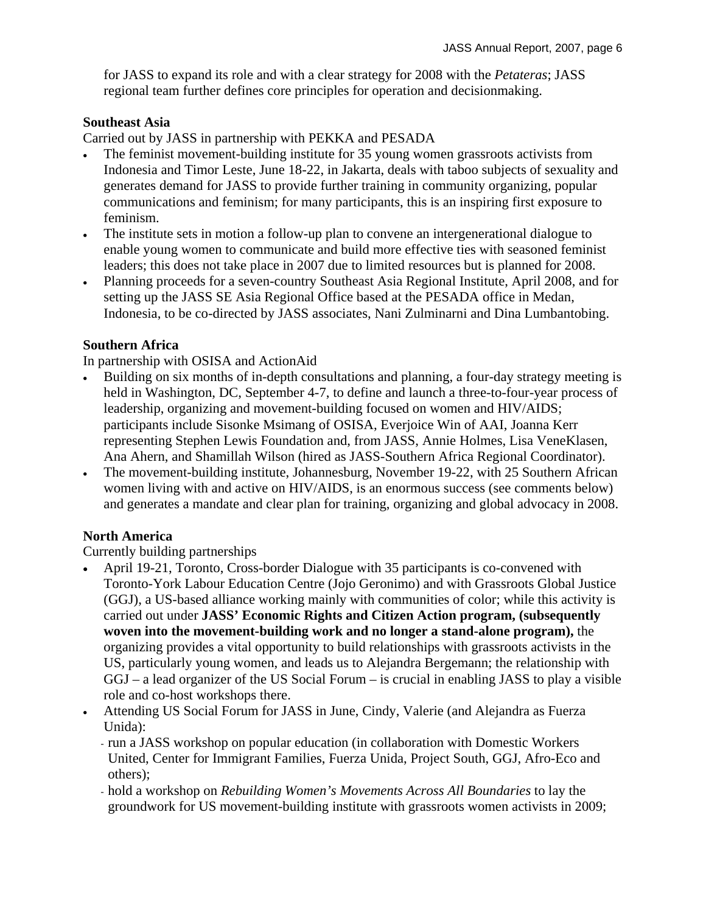for JASS to expand its role and with a clear strategy for 2008 with the *Petateras*; JASS regional team further defines core principles for operation and decisionmaking.

**Southeast Asia**

Carried out by JASS in partnership with PEKKA and PESADA

- The feminist movement-building institute for 35 young women grassroots activists from Indonesia and Timor Leste, June 18-22, in Jakarta, deals with taboo subjects of sexuality and generates demand for JASS to provide further training in community organizing, popular communications and feminism; for many participants, this is an inspiring first exposure to feminism.
- The institute sets in motion a follow-up plan to convene an intergenerational dialogue to enable young women to communicate and build more effective ties with seasoned feminist leaders; this does not take place in 2007 due to limited resources but is planned for 2008.
- Planning proceeds for a seven-country Southeast Asia Regional Institute, April 2008, and for setting up the JASS SE Asia Regional Office based at the PESADA office in Medan, Indonesia, to be co-directed by JASS associates, Nani Zulminarni and Dina Lumbantobing.

**Southern Africa**

In partnership with OSISA and ActionAid

- Building on six months of in-depth consultations and planning, a four-day strategy meeting is held in Washington, DC, September 4-7, to define and launch a three-to-four-year process of leadership, organizing and movement-building focused on women and HIV/AIDS; participants include Sisonke Msimang of OSISA, Everjoice Win of AAI, Joanna Kerr representing Stephen Lewis Foundation and, from JASS, Annie Holmes, Lisa VeneKlasen, Ana Ahern, and Shamillah Wilson (hired as JASS-Southern Africa Regional Coordinator).
- The movement-building institute, Johannesburg, November 19-22, with 25 Southern African women living with and active on HIV/AIDS, is an enormous success (see comments below) and generates a mandate and clear plan for training, organizing and global advocacy in 2008.

**North America**

Currently building partnerships

- April 19-21, Toronto, Cross-border Dialogue with 35 participants is co-convened with Toronto-York Labour Education Centre (Jojo Geronimo) and with Grassroots Global Justice (GGJ), a US-based alliance working mainly with communities of color; while this activity is carried out under **JASS' Economic Rights and Citizen Action program, (subsequently woven into the movement-building work and no longer a stand-alone program),** the organizing provides a vital opportunity to build relationships with grassroots activists in the US, particularly young women, and leads us to Alejandra Bergemann; the relationship with GGJ – a lead organizer of the US Social Forum – is crucial in enabling JASS to play a visible role and co-host workshops there.
- Attending US Social Forum for JASS in June, Cindy, Valerie (and Alejandra as Fuerza Unida):
  - run a JASS workshop on popular education (in collaboration with Domestic Workers United, Center for Immigrant Families, Fuerza Unida, Project South, GGJ, Afro-Eco and others);
  - hold a workshop on *Rebuilding Women's Movements Across All Boundaries* to lay the groundwork for US movement-building institute with grassroots women activists in 2009;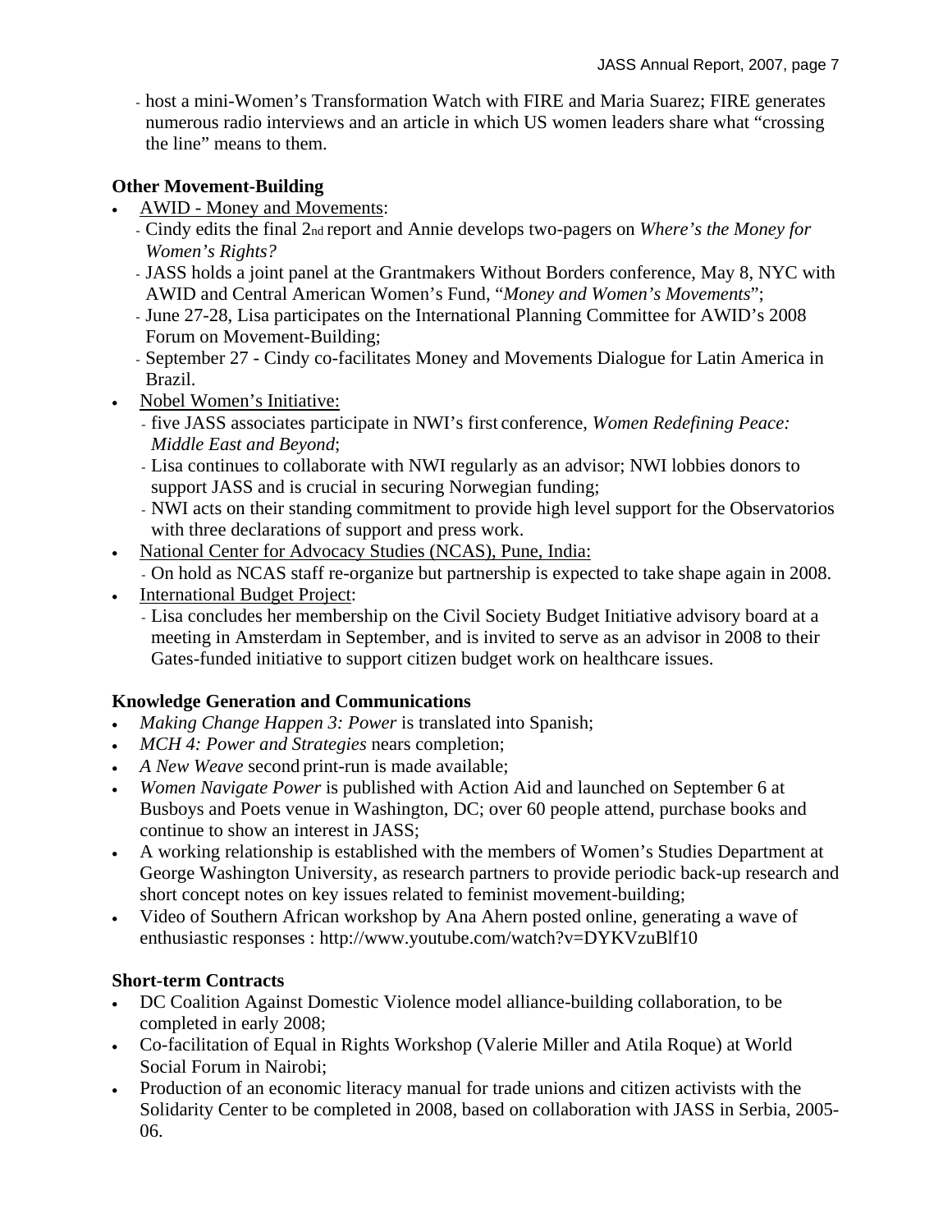- host a mini-Women's Transformation Watch with FIRE and Maria Suarez; FIRE generates numerous radio interviews and an article in which US women leaders share what "crossing the line" means to them.

**Other Movement-Building**

- AWID - Money and Movements:
  - Cindy edits the final 2nd report and Annie develops two-pagers on *Where's the Money for Women's Rights?*
  - JASS holds a joint panel at the Grantmakers Without Borders conference, May 8, NYC with AWID and Central American Women's Fund, "*Money and Women's Movements*";
  - June 27-28, Lisa participates on the International Planning Committee for AWID's 2008 Forum on Movement-Building;
  - September 27 - Cindy co-facilitates Money and Movements Dialogue for Latin America in Brazil.
- Nobel Women's Initiative:
  - five JASS associates participate in NWI's first conference, *Women Redefining Peace: Middle East and Beyond*;
  - Lisa continues to collaborate with NWI regularly as an advisor; NWI lobbies donors to support JASS and is crucial in securing Norwegian funding;
  - NWI acts on their standing commitment to provide high level support for the Observatorios with three declarations of support and press work.
- National Center for Advocacy Studies (NCAS), Pune, India:
  - On hold as NCAS staff re-organize but partnership is expected to take shape again in 2008.
- International Budget Project:
  - Lisa concludes her membership on the Civil Society Budget Initiative advisory board at a meeting in Amsterdam in September, and is invited to serve as an advisor in 2008 to their Gates-funded initiative to support citizen budget work on healthcare issues.

**Knowledge Generation and Communications**

- *Making Change Happen 3: Power* is translated into Spanish;
- *MCH 4: Power and Strategies* nears completion;
- *A New Weave* second print-run is made available;
- *Women Navigate Power* is published with Action Aid and launched on September 6 at Busboys and Poets venue in Washington, DC; over 60 people attend, purchase books and continue to show an interest in JASS;
- A working relationship is established with the members of Women's Studies Department at George Washington University, as research partners to provide periodic back-up research and short concept notes on key issues related to feminist movement-building;
- Video of Southern African workshop by Ana Ahern posted online, generating a wave of enthusiastic responses : http://www.youtube.com/watch?v=DYKVzuBlf10

**Short-term Contracts**

- DC Coalition Against Domestic Violence model alliance-building collaboration, to be completed in early 2008;
- Co-facilitation of Equal in Rights Workshop (Valerie Miller and Atila Roque) at World Social Forum in Nairobi;
- Production of an economic literacy manual for trade unions and citizen activists with the Solidarity Center to be completed in 2008, based on collaboration with JASS in Serbia, 2005-06.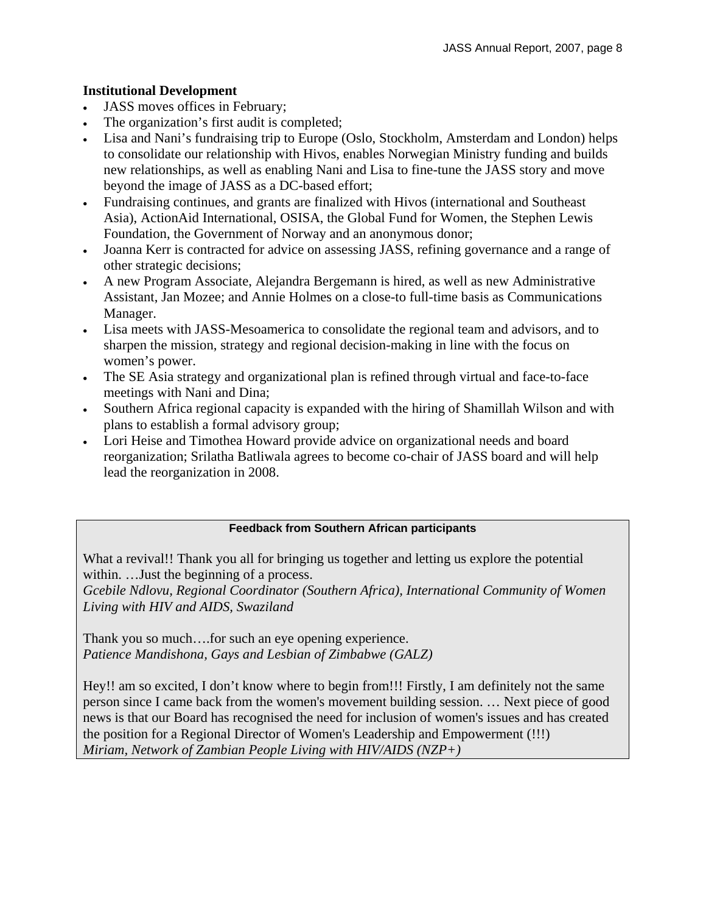**Institutional Development**

- JASS moves offices in February;
- The organization's first audit is completed;
- Lisa and Nani's fundraising trip to Europe (Oslo, Stockholm, Amsterdam and London) helps to consolidate our relationship with Hivos, enables Norwegian Ministry funding and builds new relationships, as well as enabling Nani and Lisa to fine-tune the JASS story and move beyond the image of JASS as a DC-based effort;
- Fundraising continues, and grants are finalized with Hivos (international and Southeast Asia), ActionAid International, OSISA, the Global Fund for Women, the Stephen Lewis Foundation, the Government of Norway and an anonymous donor;
- Joanna Kerr is contracted for advice on assessing JASS, refining governance and a range of other strategic decisions;
- A new Program Associate, Alejandra Bergemann is hired, as well as new Administrative Assistant, Jan Mozee; and Annie Holmes on a close-to full-time basis as Communications Manager.
- Lisa meets with JASS-Mesoamerica to consolidate the regional team and advisors, and to sharpen the mission, strategy and regional decision-making in line with the focus on women's power.
- The SE Asia strategy and organizational plan is refined through virtual and face-to-face meetings with Nani and Dina;
- Southern Africa regional capacity is expanded with the hiring of Shamillah Wilson and with plans to establish a formal advisory group;
- Lori Heise and Timothea Howard provide advice on organizational needs and board reorganization; Srilatha Batliwala agrees to become co-chair of JASS board and will help lead the reorganization in 2008.

**Feedback from Southern African participants**

What a revival!! Thank you all for bringing us together and letting us explore the potential within. …Just the beginning of a process.
*Gcebile Ndlovu, Regional Coordinator (Southern Africa), International Community of Women Living with HIV and AIDS, Swaziland*

Thank you so much….for such an eye opening experience.
*Patience Mandishona, Gays and Lesbian of Zimbabwe (GALZ)*

Hey!! am so excited, I don't know where to begin from!!! Firstly, I am definitely not the same person since I came back from the women's movement building session. … Next piece of good news is that our Board has recognised the need for inclusion of women's issues and has created the position for a Regional Director of Women's Leadership and Empowerment (!!!)
*Miriam, Network of Zambian People Living with HIV/AIDS (NZP+)*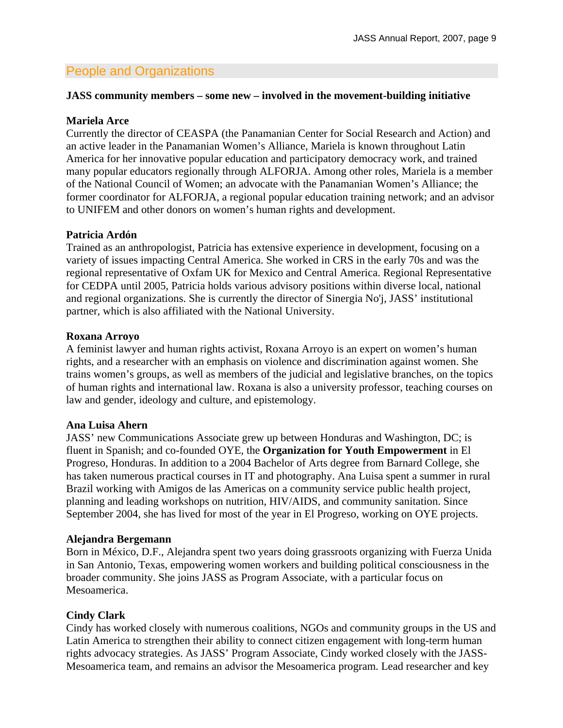## People and Organizations

**JASS community members – some new – involved in the movement-building initiative**

**Mariela Arce**
Currently the director of CEASPA (the Panamanian Center for Social Research and Action) and an active leader in the Panamanian Women's Alliance, Mariela is known throughout Latin America for her innovative popular education and participatory democracy work, and trained many popular educators regionally through ALFORJA. Among other roles, Mariela is a member of the National Council of Women; an advocate with the Panamanian Women's Alliance; the former coordinator for ALFORJA, a regional popular education training network; and an advisor to UNIFEM and other donors on women's human rights and development.

**Patricia Ardón**
Trained as an anthropologist, Patricia has extensive experience in development, focusing on a variety of issues impacting Central America. She worked in CRS in the early 70s and was the regional representative of Oxfam UK for Mexico and Central America. Regional Representative for CEDPA until 2005, Patricia holds various advisory positions within diverse local, national and regional organizations. She is currently the director of Sinergia No'j, JASS' institutional partner, which is also affiliated with the National University.

**Roxana Arroyo**
A feminist lawyer and human rights activist, Roxana Arroyo is an expert on women's human rights, and a researcher with an emphasis on violence and discrimination against women. She trains women's groups, as well as members of the judicial and legislative branches, on the topics of human rights and international law. Roxana is also a university professor, teaching courses on law and gender, ideology and culture, and epistemology.

**Ana Luisa Ahern**
JASS' new Communications Associate grew up between Honduras and Washington, DC; is fluent in Spanish; and co-founded OYE, the **Organization for Youth Empowerment** in El Progreso, Honduras. In addition to a 2004 Bachelor of Arts degree from Barnard College, she has taken numerous practical courses in IT and photography. Ana Luisa spent a summer in rural Brazil working with Amigos de las Americas on a community service public health project, planning and leading workshops on nutrition, HIV/AIDS, and community sanitation. Since September 2004, she has lived for most of the year in El Progreso, working on OYE projects.

**Alejandra Bergemann**
Born in México, D.F., Alejandra spent two years doing grassroots organizing with Fuerza Unida in San Antonio, Texas, empowering women workers and building political consciousness in the broader community. She joins JASS as Program Associate, with a particular focus on Mesoamerica.

**Cindy Clark**
Cindy has worked closely with numerous coalitions, NGOs and community groups in the US and Latin America to strengthen their ability to connect citizen engagement with long-term human rights advocacy strategies. As JASS' Program Associate, Cindy worked closely with the JASS-Mesoamerica team, and remains an advisor the Mesoamerica program. Lead researcher and key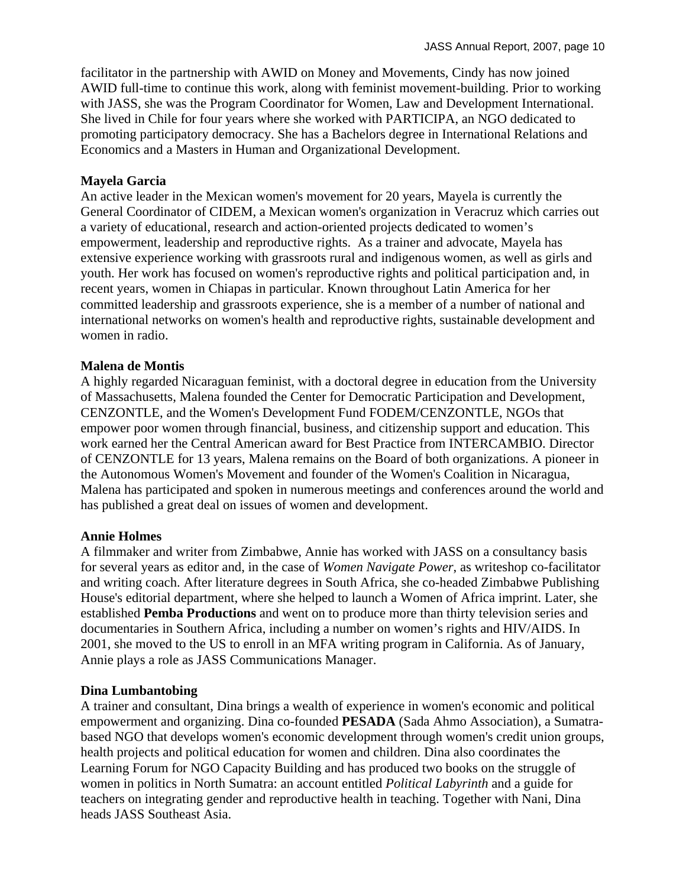facilitator in the partnership with AWID on Money and Movements, Cindy has now joined AWID full-time to continue this work, along with feminist movement-building. Prior to working with JASS, she was the Program Coordinator for Women, Law and Development International. She lived in Chile for four years where she worked with PARTICIPA, an NGO dedicated to promoting participatory democracy. She has a Bachelors degree in International Relations and Economics and a Masters in Human and Organizational Development.

**Mayela Garcia**
An active leader in the Mexican women's movement for 20 years, Mayela is currently the General Coordinator of CIDEM, a Mexican women's organization in Veracruz which carries out a variety of educational, research and action-oriented projects dedicated to women's empowerment, leadership and reproductive rights. As a trainer and advocate, Mayela has extensive experience working with grassroots rural and indigenous women, as well as girls and youth. Her work has focused on women's reproductive rights and political participation and, in recent years, women in Chiapas in particular. Known throughout Latin America for her committed leadership and grassroots experience, she is a member of a number of national and international networks on women's health and reproductive rights, sustainable development and women in radio.

**Malena de Montis**
A highly regarded Nicaraguan feminist, with a doctoral degree in education from the University of Massachusetts, Malena founded the Center for Democratic Participation and Development, CENZONTLE, and the Women's Development Fund FODEM/CENZONTLE, NGOs that empower poor women through financial, business, and citizenship support and education. This work earned her the Central American award for Best Practice from INTERCAMBIO. Director of CENZONTLE for 13 years, Malena remains on the Board of both organizations. A pioneer in the Autonomous Women's Movement and founder of the Women's Coalition in Nicaragua, Malena has participated and spoken in numerous meetings and conferences around the world and has published a great deal on issues of women and development.

**Annie Holmes**
A filmmaker and writer from Zimbabwe, Annie has worked with JASS on a consultancy basis for several years as editor and, in the case of *Women Navigate Power*, as writeshop co-facilitator and writing coach. After literature degrees in South Africa, she co-headed Zimbabwe Publishing House's editorial department, where she helped to launch a Women of Africa imprint. Later, she established **Pemba Productions** and went on to produce more than thirty television series and documentaries in Southern Africa, including a number on women's rights and HIV/AIDS. In 2001, she moved to the US to enroll in an MFA writing program in California. As of January, Annie plays a role as JASS Communications Manager.

**Dina Lumbantobing**
A trainer and consultant, Dina brings a wealth of experience in women's economic and political empowerment and organizing. Dina co-founded **PESADA** (Sada Ahmo Association), a Sumatra-based NGO that develops women's economic development through women's credit union groups, health projects and political education for women and children. Dina also coordinates the Learning Forum for NGO Capacity Building and has produced two books on the struggle of women in politics in North Sumatra: an account entitled *Political Labyrinth* and a guide for teachers on integrating gender and reproductive health in teaching. Together with Nani, Dina heads JASS Southeast Asia.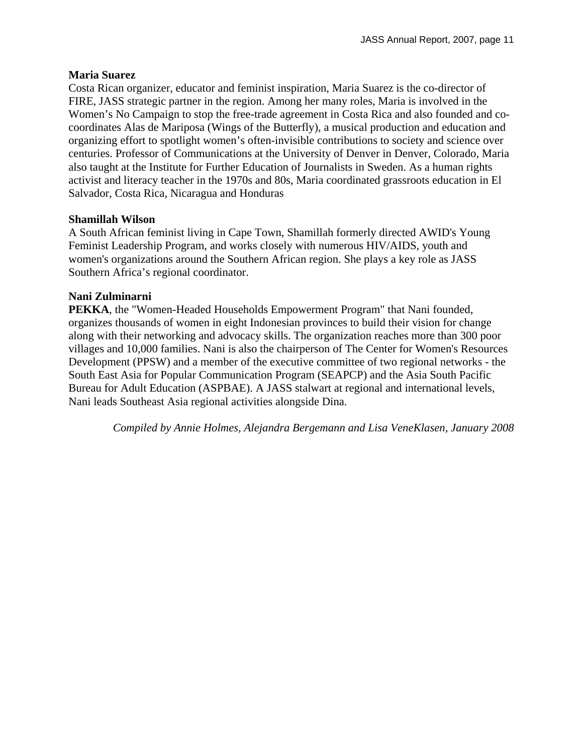**Maria Suarez**

Costa Rican organizer, educator and feminist inspiration, Maria Suarez is the co-director of FIRE, JASS strategic partner in the region. Among her many roles, Maria is involved in the Women's No Campaign to stop the free-trade agreement in Costa Rica and also founded and co-coordinates Alas de Mariposa (Wings of the Butterfly), a musical production and education and organizing effort to spotlight women's often-invisible contributions to society and science over centuries. Professor of Communications at the University of Denver in Denver, Colorado, Maria also taught at the Institute for Further Education of Journalists in Sweden. As a human rights activist and literacy teacher in the 1970s and 80s, Maria coordinated grassroots education in El Salvador, Costa Rica, Nicaragua and Honduras

**Shamillah Wilson**

A South African feminist living in Cape Town, Shamillah formerly directed AWID's Young Feminist Leadership Program, and works closely with numerous HIV/AIDS, youth and women's organizations around the Southern African region. She plays a key role as JASS Southern Africa's regional coordinator.

**Nani Zulminarni**

**PEKKA**, the "Women-Headed Households Empowerment Program" that Nani founded, organizes thousands of women in eight Indonesian provinces to build their vision for change along with their networking and advocacy skills. The organization reaches more than 300 poor villages and 10,000 families. Nani is also the chairperson of The Center for Women's Resources Development (PPSW) and a member of the executive committee of two regional networks - the South East Asia for Popular Communication Program (SEAPCP) and the Asia South Pacific Bureau for Adult Education (ASPBAE). A JASS stalwart at regional and international levels, Nani leads Southeast Asia regional activities alongside Dina.

*Compiled by Annie Holmes, Alejandra Bergemann and Lisa VeneKlasen, January 2008*